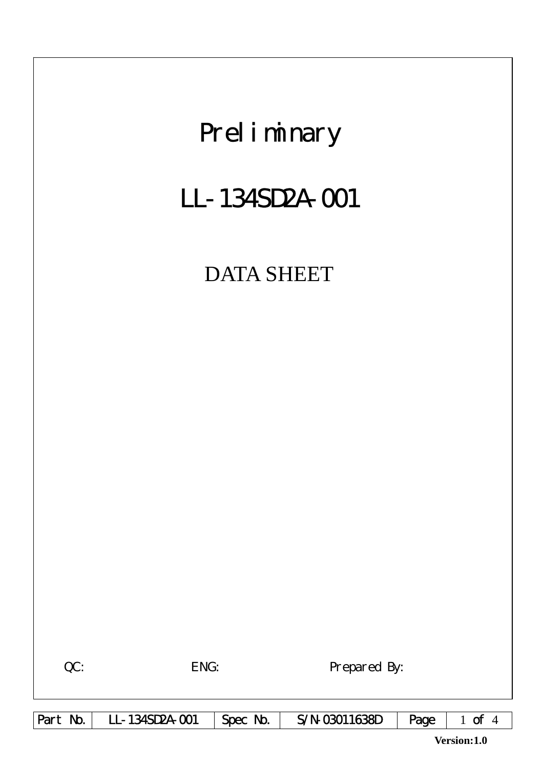# Preliminary

# LL-134SD2A-001

## DATA SHEET

QC: ENG: Prepared By:

| Part No. | LL-134SD2A-001 | Spec No. | S/N-03011638D | Page | 1 of 4 |
|---|---|---|---|---|---|

**Version:1.0**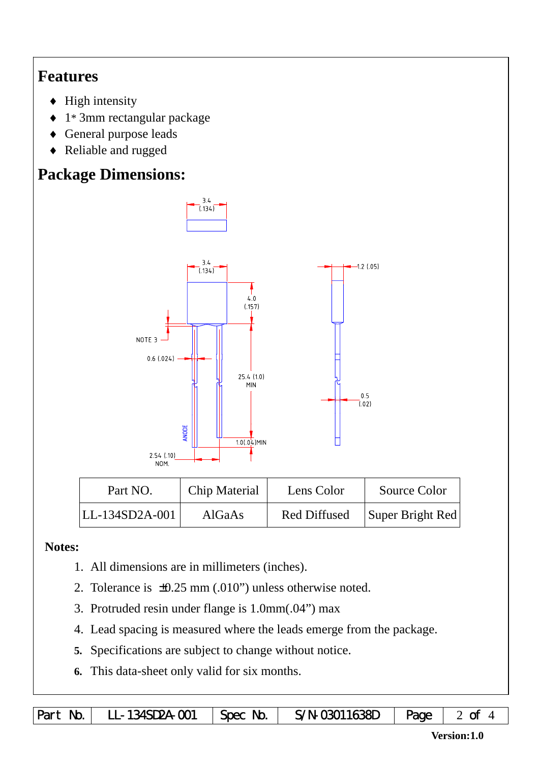## Features

- ♦ High intensity
- ♦ 1* 3mm rectangular package
- ♦ General purpose leads
- ♦ Reliable and rugged

## Package Dimensions:

| Part NO. | Chip Material | Lens Color | Source Color |
|---|---|---|---|
| LL-134SD2A-001 | AlGaAs | Red Diffused | Super Bright Red |

**Notes:**

1. All dimensions are in millimeters (inches).
2. Tolerance is ±0.25 mm (.010") unless otherwise noted.
3. Protruded resin under flange is 1.0mm(.04") max
4. Lead spacing is measured where the leads emerge from the package.
5. Specifications are subject to change without notice.
6. This data-sheet only valid for six months.

| Part No. | LL-134SD2A-001 | Spec No. | S/N-03011638D | Page | 2 of 4 |
|---|---|---|---|---|---|

**Version:1.0**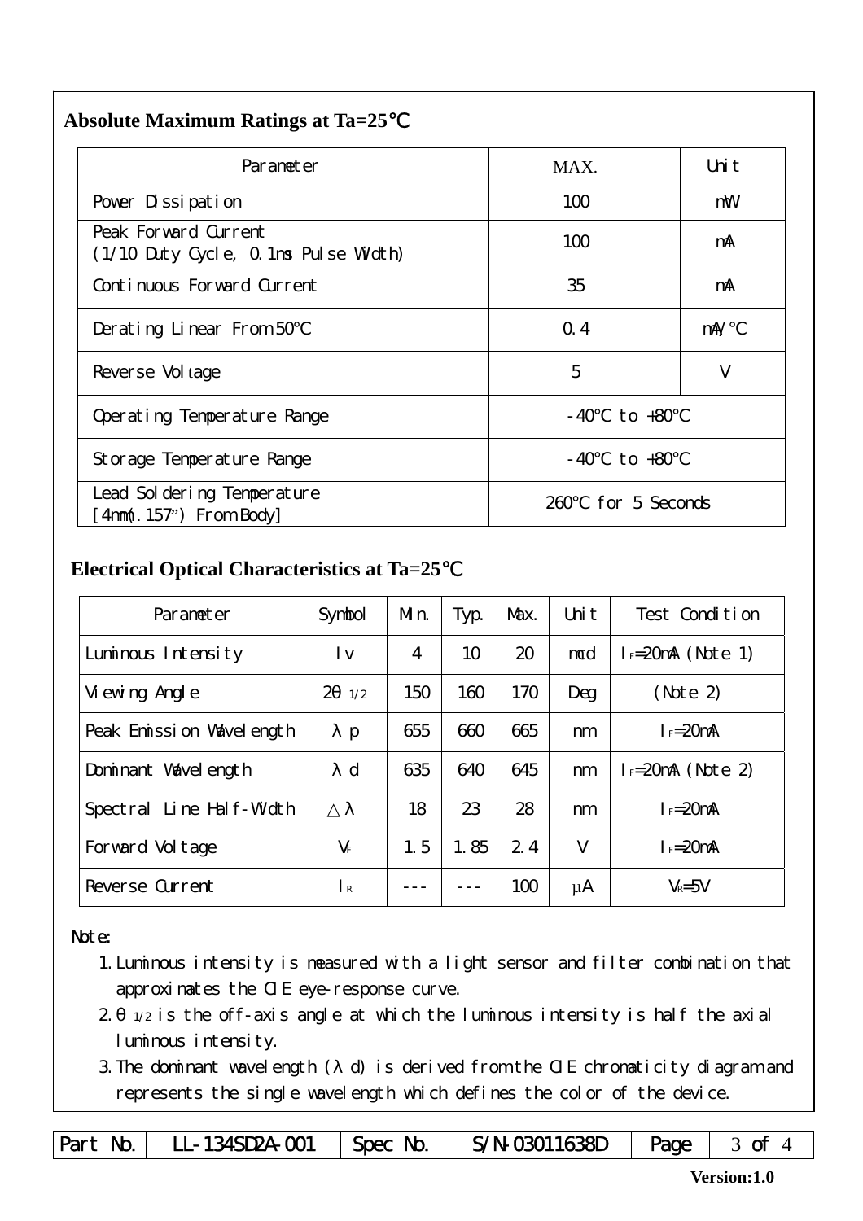## Absolute Maximum Ratings at Ta=25℃

| Parameter | MAX. | Unit |
|---|---|---|
| Power Dissipation | 100 | mW |
| Peak Forward Current (1/10 Duty Cycle, 0.1ms Pulse Width) | 100 | mA |
| Continuous Forward Current | 35 | mA |
| Derating Linear From 50℃ | 0.4 | mA/℃ |
| Reverse Voltage | 5 | V |
| Operating Temperature Range | -40℃ to +80℃ | |
| Storage Temperature Range | -40℃ to +80℃ | |
| Lead Soldering Temperature [4mm(.157") From Body] | 260℃ for 5 Seconds | |

## Electrical Optical Characteristics at Ta=25℃

| Parameter | Symbol | Min. | Typ. | Max. | Unit | Test Condition |
|---|---|---|---|---|---|---|
| Luminous Intensity | Iv | 4 | 10 | 20 | mcd | $I_F$=20mA (Note 1) |
| Viewing Angle | $2\theta_{1/2}$ | 150 | 160 | 170 | Deg | (Note 2) |
| Peak Emission Wavelength | λp | 655 | 660 | 665 | nm | $I_F$=20mA |
| Dominant Wavelength | λd | 635 | 640 | 645 | nm | $I_F$=20mA (Note 2) |
| Spectral Line Half-Width | △λ | 18 | 23 | 28 | nm | $I_F$=20mA |
| Forward Voltage | $V_F$ | 1.5 | 1.85 | 2.4 | V | $I_F$=20mA |
| Reverse Current | $I_R$ | --- | --- | 100 | μA | $V_R$=5V |

Note:

1. Luminous intensity is measured with a light sensor and filter combination that approximates the CIE eye-response curve.
2. $\theta_{1/2}$ is the off-axis angle at which the luminous intensity is half the axial luminous intensity.
3. The dominant wavelength (λd) is derived from the CIE chromaticity diagram and represents the single wavelength which defines the color of the device.

| Part No. | LL-134SD2A-001 | Spec No. | S/N-03011638D | Page | 3 of 4 |
|---|---|---|---|---|---|

Version:1.0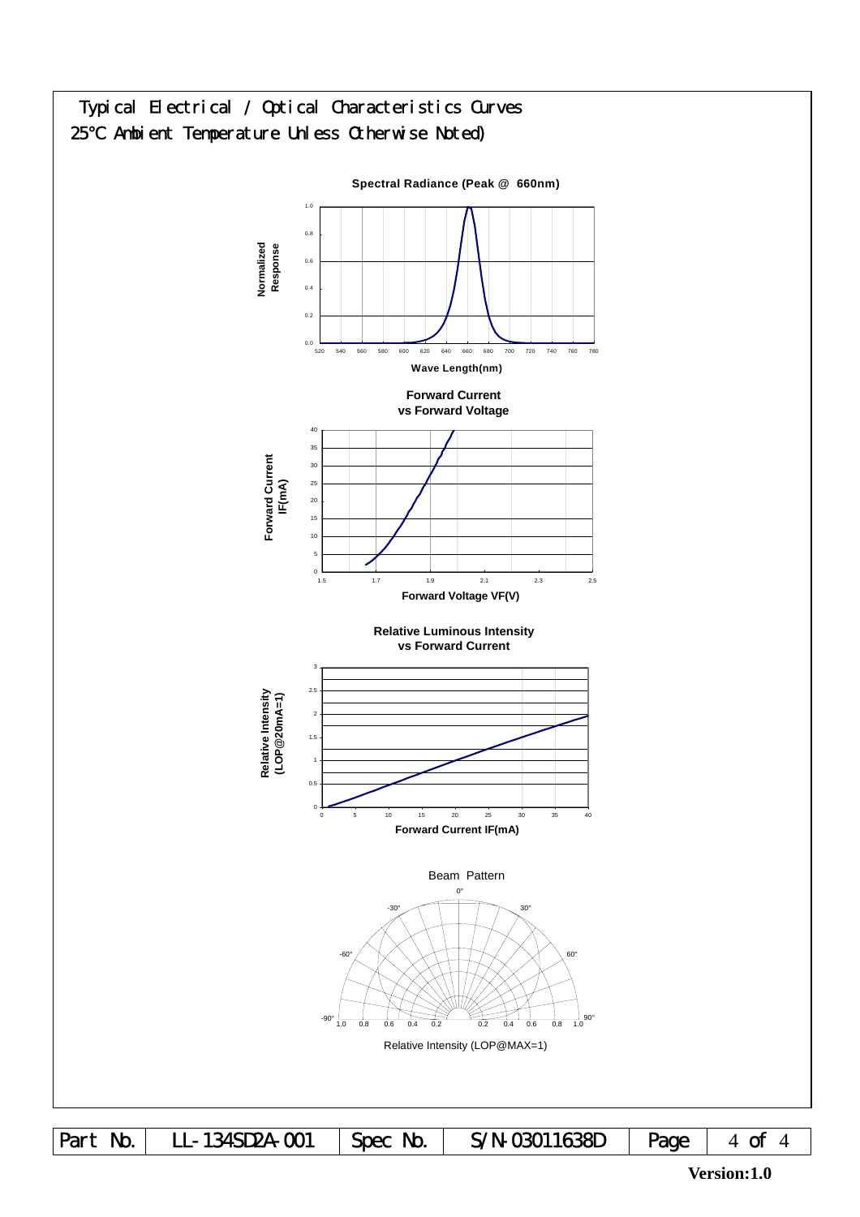## Typical Electrical / Optical Characteristics Curves

25°C Ambient Temperature Unless Otherwise Noted)

**Spectral Radiance (Peak @ 660nm)**

Normalized Response

1.0
0.8
0.6
0.4
0.2
0.0

520 540 560 580 600 620 640 660 680 700 720 740 760 780

Wave Length(nm)

**Forward Current vs Forward Voltage**

Forward Current IF(mA)

40
35
30
25
20
15
10
5
0

1.5 1.7 1.9 2.1 2.3 2.5

Forward Voltage VF(V)

**Relative Luminous Intensity vs Forward Current**

Relative Intensity (LOP@20mA=1)

3
2.5
2
1.5
1
0.5
0

0 5 10 15 20 25 30 35 40

Forward Current IF(mA)

**Beam Pattern**

0°
-30° 30°
-60° 60°
-90° 90°

1.0 0.8 0.6 0.4 0.2 0.2 0.4 0.6 0.8 1.0

Relative Intensity (LOP@MAX=1)

| Part No. | LL-134SD2A-001 | Spec No. | S/N-03011638D | Page | 4 of 4 |
|---|---|---|---|---|---|

Version:1.0